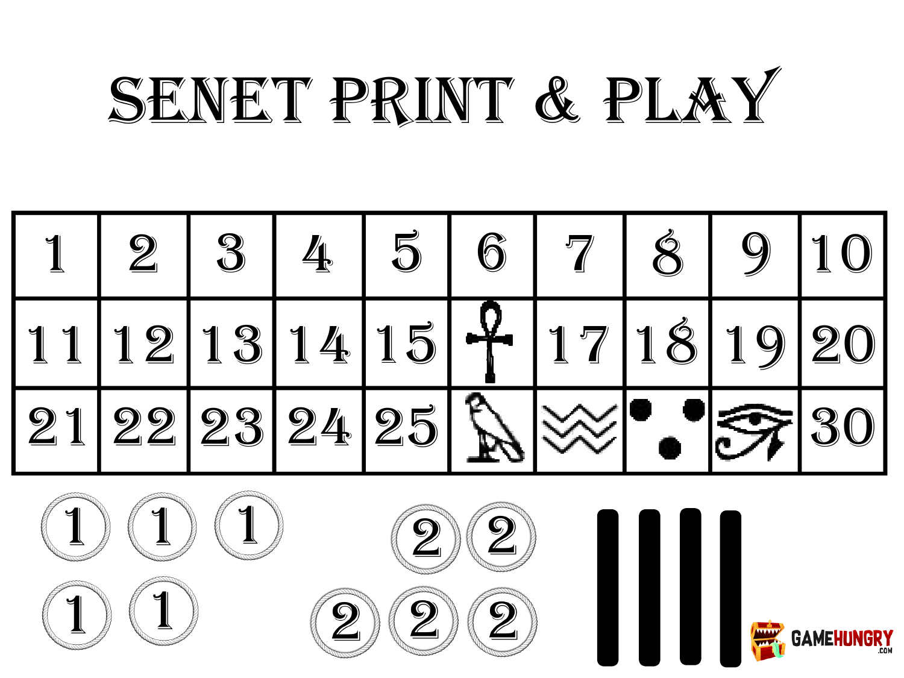# SENET PRINT & PLAY

| 1 | 2 | 3 | 4 | 5 | 6 | 7 | 8 | 9 | 10 |
|---|---|---|---|---|---|---|---|---|---|
| 11 | 12 | 13 | 14 | 15 | | 17 | 18 | 19 | 20 |
| 21 | 22 | 23 | 24 | 25 | | | | | 30 |

1 1 1

1 1

2 2

2 2 2

GAMEHUNGRY .COM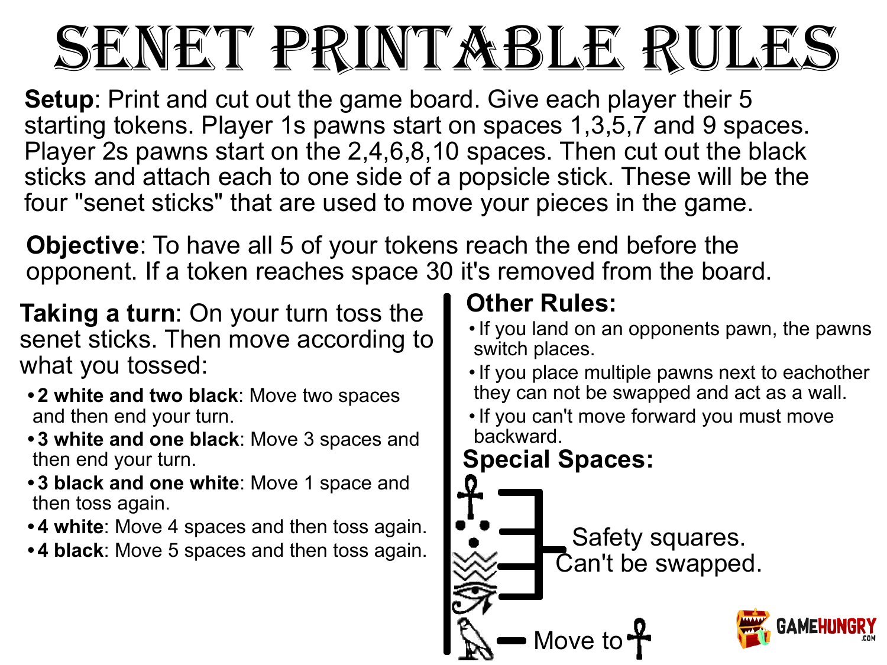# Senet Printable Rules

**Setup**: Print and cut out the game board. Give each player their 5 starting tokens. Player 1s pawns start on spaces 1,3,5,7 and 9 spaces. Player 2s pawns start on the 2,4,6,8,10 spaces. Then cut out the black sticks and attach each to one side of a popsicle stick. These will be the four "senet sticks" that are used to move your pieces in the game.

**Objective**: To have all 5 of your tokens reach the end before the opponent. If a token reaches space 30 it's removed from the board.

**Taking a turn**: On your turn toss the senet sticks. Then move according to what you tossed:

- **2 white and two black**: Move two spaces and then end your turn.
- **3 white and one black**: Move 3 spaces and then end your turn.
- **3 black and one white**: Move 1 space and then toss again.
- **4 white**: Move 4 spaces and then toss again.
- **4 black**: Move 5 spaces and then toss again.

## Other Rules:

- If you land on an opponents pawn, the pawns switch places.
- If you place multiple pawns next to eachother they can not be swapped and act as a wall.
- If you can't move forward you must move backward.

## Special Spaces:

☥, three dots, water, eye — Safety squares. Can't be swapped.

Bird — Move to ☥

GAMEHUNGRY.COM